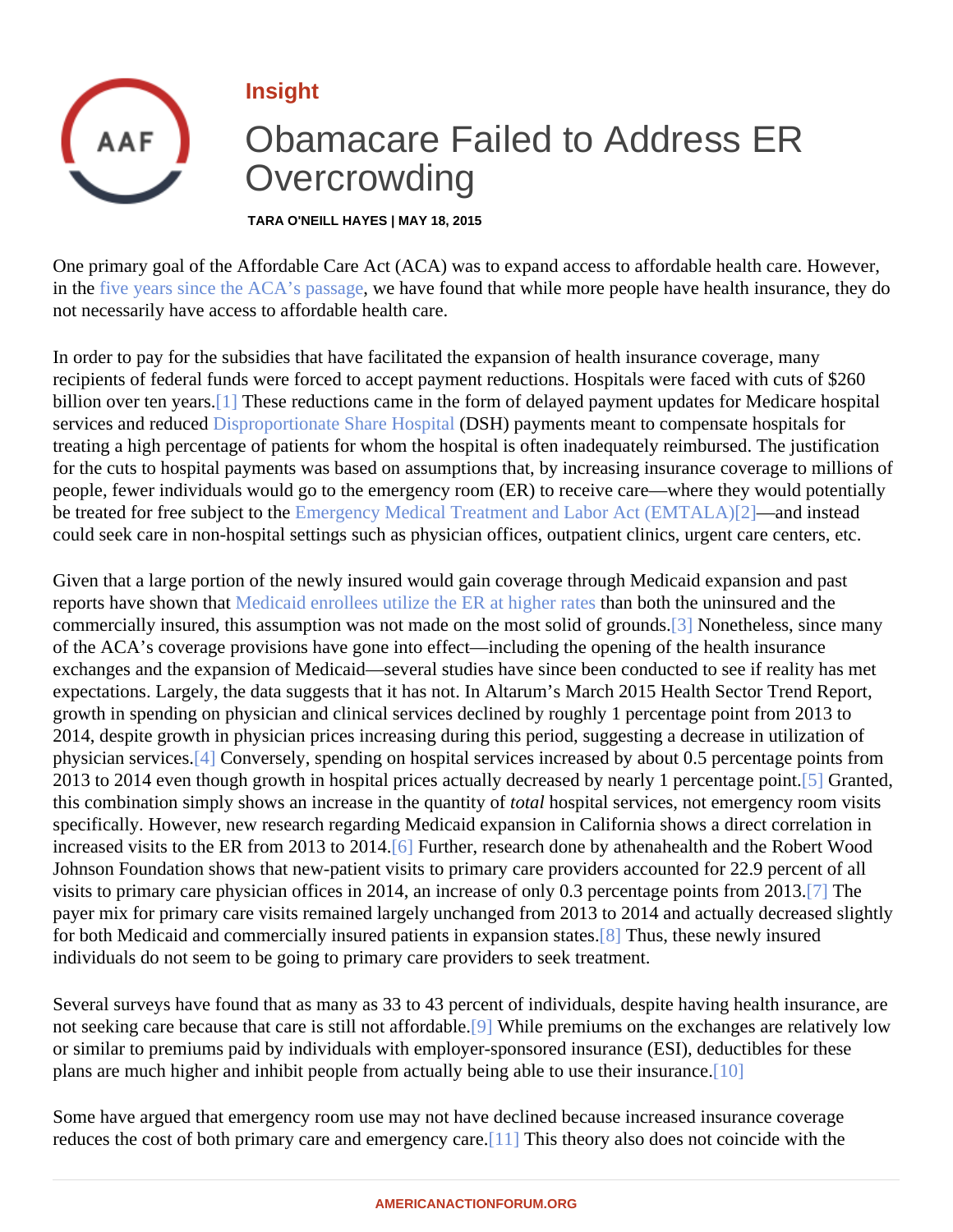Insight

# Obamacare Failed to Address ER Overcrowding

**TARA O'NEILL HAYES | MAY 18, 2015**

One primary goal of the Affordable Care Act (ACA) was to expand access to affordable health care. However, in the five years since the ACA's passage, we have found that while more people have health insurance, they do not necessarily have access to affordable health care.

In order to pay for the subsidies that have facilitated the expansion of health insurance coverage, many recipients of federal funds were forced to accept payment reductions. Hospitals were faced with cuts of $260 billion over ten years.[1] These reductions came in the form of delayed payment updates for Medicare hospital services and reduced Disproportionate Share Hospital (DSH) payments meant to compensate hospitals for treating a high percentage of patients for whom the hospital is often inadequately reimbursed. The justification for the cuts to hospital payments was based on assumptions that, by increasing insurance coverage to millions of people, fewer individuals would go to the emergency room (ER) to receive care—where they would potentially be treated for free subject to the Emergency Medical Treatment and Labor Act (EMTALA)[2]—and instead could seek care in non-hospital settings such as physician offices, outpatient clinics, urgent care centers, etc.

Given that a large portion of the newly insured would gain coverage through Medicaid expansion and past reports have shown that Medicaid enrollees utilize the ER at higher rates than both the uninsured and the commercially insured, this assumption was not made on the most solid of grounds.[3] Nonetheless, since many of the ACA's coverage provisions have gone into effect—including the opening of the health insurance exchanges and the expansion of Medicaid—several studies have since been conducted to see if reality has met expectations. Largely, the data suggests that it has not. In Altarum's March 2015 Health Sector Trend Report, growth in spending on physician and clinical services declined by roughly 1 percentage point from 2013 to 2014, despite growth in physician prices increasing during this period, suggesting a decrease in utilization of physician services.[4] Conversely, spending on hospital services increased by about 0.5 percentage points from 2013 to 2014 even though growth in hospital prices actually decreased by nearly 1 percentage point.[5] Granted, this combination simply shows an increase in the quantity of *total* hospital services, not emergency room visits specifically. However, new research regarding Medicaid expansion in California shows a direct correlation in increased visits to the ER from 2013 to 2014.[6] Further, research done by athenahealth and the Robert Wood Johnson Foundation shows that new-patient visits to primary care providers accounted for 22.9 percent of all visits to primary care physician offices in 2014, an increase of only 0.3 percentage points from 2013.[7] The payer mix for primary care visits remained largely unchanged from 2013 to 2014 and actually decreased slightly for both Medicaid and commercially insured patients in expansion states.[8] Thus, these newly insured individuals do not seem to be going to primary care providers to seek treatment.

Several surveys have found that as many as 33 to 43 percent of individuals, despite having health insurance, are not seeking care because that care is still not affordable.[9] While premiums on the exchanges are relatively low or similar to premiums paid by individuals with employer-sponsored insurance (ESI), deductibles for these plans are much higher and inhibit people from actually being able to use their insurance.[10]

Some have argued that emergency room use may not have declined because increased insurance coverage reduces the cost of both primary care and emergency care.[11] This theory also does not coincide with the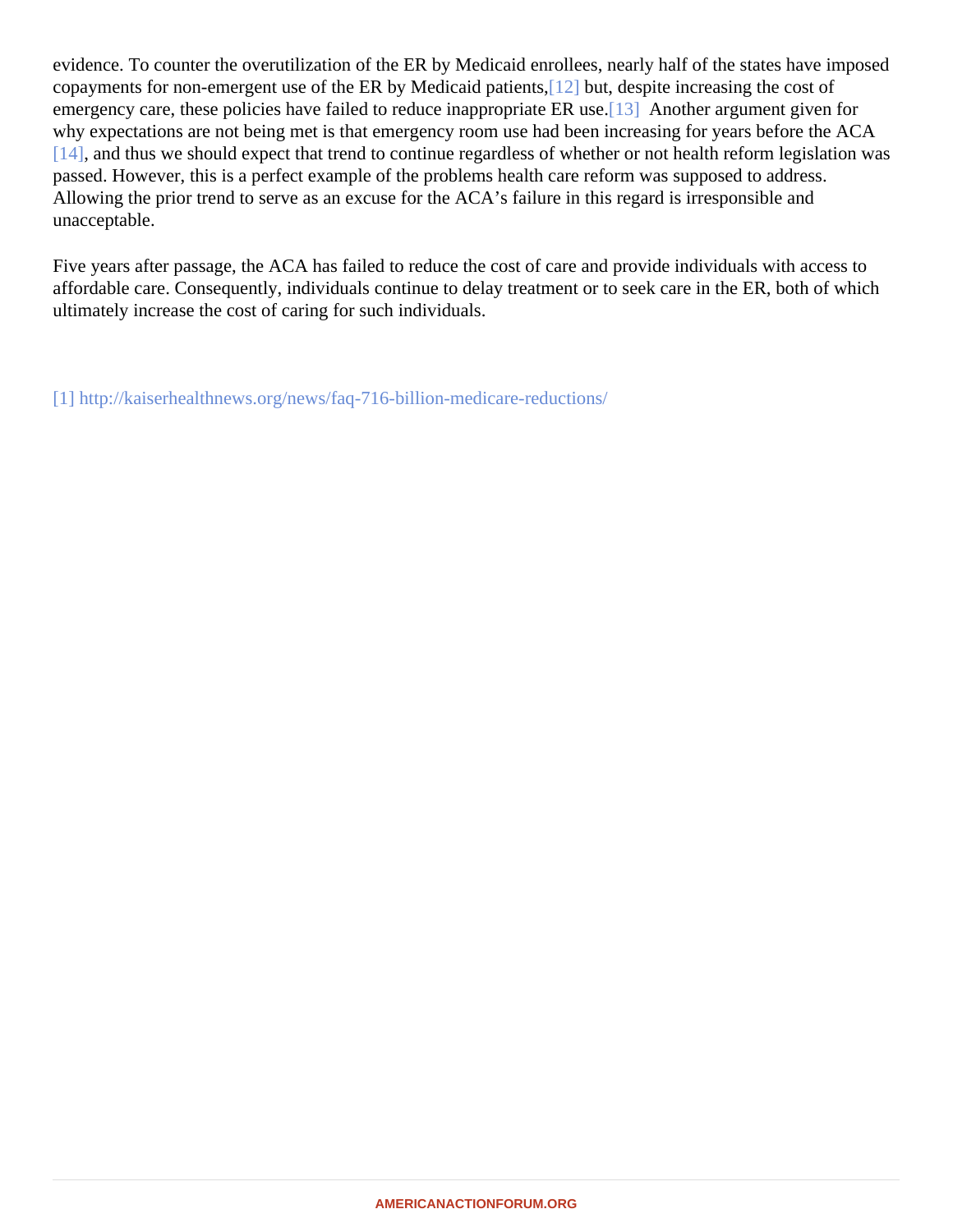evidence. To counter the overutilization of the ER by Medicaid enrollees, nearly half of the states have imposed copayments for non-emergent use of the ER by Medicaid patients,[12] but, despite increasing the cost of emergency care, these policies have failed to reduce inappropriate ER use.[13] Another argument given for why expectations are not being met is that emergency room use had been increasing for years before the ACA [14], and thus we should expect that trend to continue regardless of whether or not health reform legislation was passed. However, this is a perfect example of the problems health care reform was supposed to address. Allowing the prior trend to serve as an excuse for the ACA's failure in this regard is irresponsible and unacceptable.

Five years after passage, the ACA has failed to reduce the cost of care and provide individuals with access to affordable care. Consequently, individuals continue to delay treatment or to seek care in the ER, both of which ultimately increase the cost of caring for such individuals.

[1] http://kaiserhealthnews.org/news/faq-716-billion-medicare-reductions/